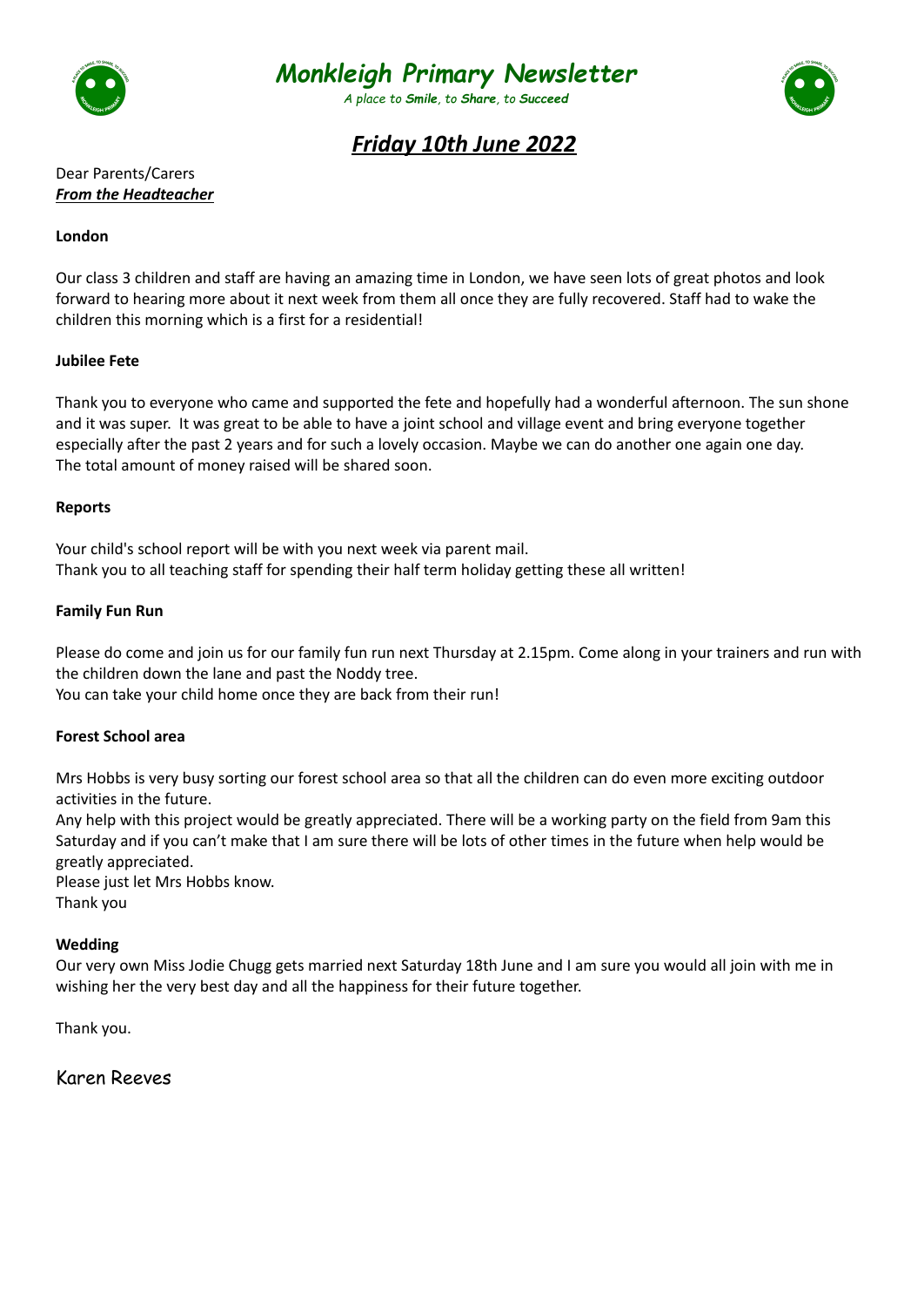# Monkleigh Primary Newsletter

*A place to **Smile**, to **Share**, to **Succeed***

## ***Friday 10th June 2022***

Dear Parents/Carers

***From the Headteacher***

**London**

Our class 3 children and staff are having an amazing time in London, we have seen lots of great photos and look forward to hearing more about it next week from them all once they are fully recovered. Staff had to wake the children this morning which is a first for a residential!

**Jubilee Fete**

Thank you to everyone who came and supported the fete and hopefully had a wonderful afternoon. The sun shone and it was super. It was great to be able to have a joint school and village event and bring everyone together especially after the past 2 years and for such a lovely occasion. Maybe we can do another one again one day.
The total amount of money raised will be shared soon.

**Reports**

Your child's school report will be with you next week via parent mail.
Thank you to all teaching staff for spending their half term holiday getting these all written!

**Family Fun Run**

Please do come and join us for our family fun run next Thursday at 2.15pm. Come along in your trainers and run with the children down the lane and past the Noddy tree.
You can take your child home once they are back from their run!

**Forest School area**

Mrs Hobbs is very busy sorting our forest school area so that all the children can do even more exciting outdoor activities in the future.
Any help with this project would be greatly appreciated. There will be a working party on the field from 9am this Saturday and if you can't make that I am sure there will be lots of other times in the future when help would be greatly appreciated.
Please just let Mrs Hobbs know.
Thank you

**Wedding**

Our very own Miss Jodie Chugg gets married next Saturday 18th June and I am sure you would all join with me in wishing her the very best day and all the happiness for their future together.

Thank you.

Karen Reeves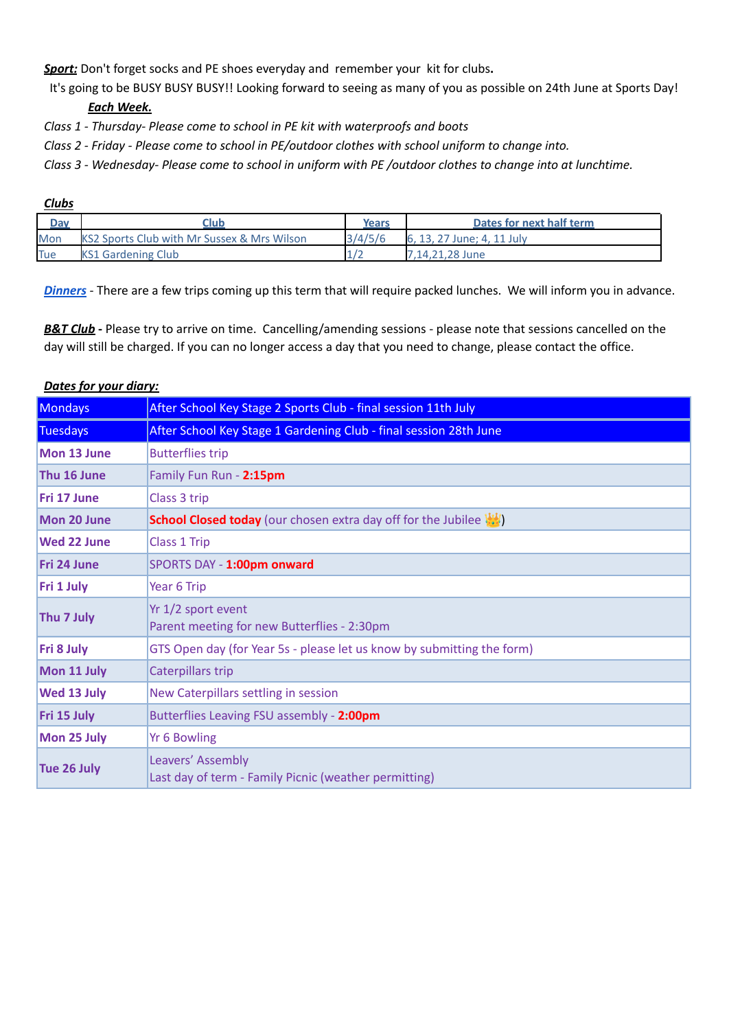***Sport:*** Don't forget socks and PE shoes everyday and remember your kit for clubs**.**

It's going to be BUSY BUSY BUSY!! Looking forward to seeing as many of you as possible on 24th June at Sports Day!

***Each Week.***

*Class 1 - Thursday- Please come to school in PE kit with waterproofs and boots*

*Class 2 - Friday - Please come to school in PE/outdoor clothes with school uniform to change into.*

*Class 3 - Wednesday- Please come to school in uniform with PE /outdoor clothes to change into at lunchtime.*

***Clubs***

| Day | Club | Years | Dates for next half term |
|---|---|---|---|
| Mon | KS2 Sports Club with Mr Sussex & Mrs Wilson | 3/4/5/6 | 6, 13, 27 June; 4, 11 July |
| Tue | KS1 Gardening Club | 1/2 | 7,14,21,28 June |

***Dinners*** - There are a few trips coming up this term that will require packed lunches. We will inform you in advance.

***B&T Club*** **-** Please try to arrive on time. Cancelling/amending sessions - please note that sessions cancelled on the day will still be charged. If you can no longer access a day that you need to change, please contact the office.

***Dates for your diary:***

| | |
|---|---|
| Mondays | After School Key Stage 2 Sports Club - final session 11th July |
| Tuesdays | After School Key Stage 1 Gardening Club - final session 28th June |
| **Mon 13 June** | Butterflies trip |
| **Thu 16 June** | Family Fun Run - **2:15pm** |
| **Fri 17 June** | Class 3 trip |
| **Mon 20 June** | **School Closed today** (our chosen extra day off for the Jubilee 👑) |
| **Wed 22 June** | Class 1 Trip |
| **Fri 24 June** | SPORTS DAY - **1:00pm onward** |
| **Fri 1 July** | Year 6 Trip |
| **Thu 7 July** | Yr 1/2 sport event<br>Parent meeting for new Butterflies - 2:30pm |
| **Fri 8 July** | GTS Open day (for Year 5s - please let us know by submitting the form) |
| **Mon 11 July** | Caterpillars trip |
| **Wed 13 July** | New Caterpillars settling in session |
| **Fri 15 July** | Butterflies Leaving FSU assembly - **2:00pm** |
| **Mon 25 July** | Yr 6 Bowling |
| **Tue 26 July** | Leavers' Assembly<br>Last day of term - Family Picnic (weather permitting) |